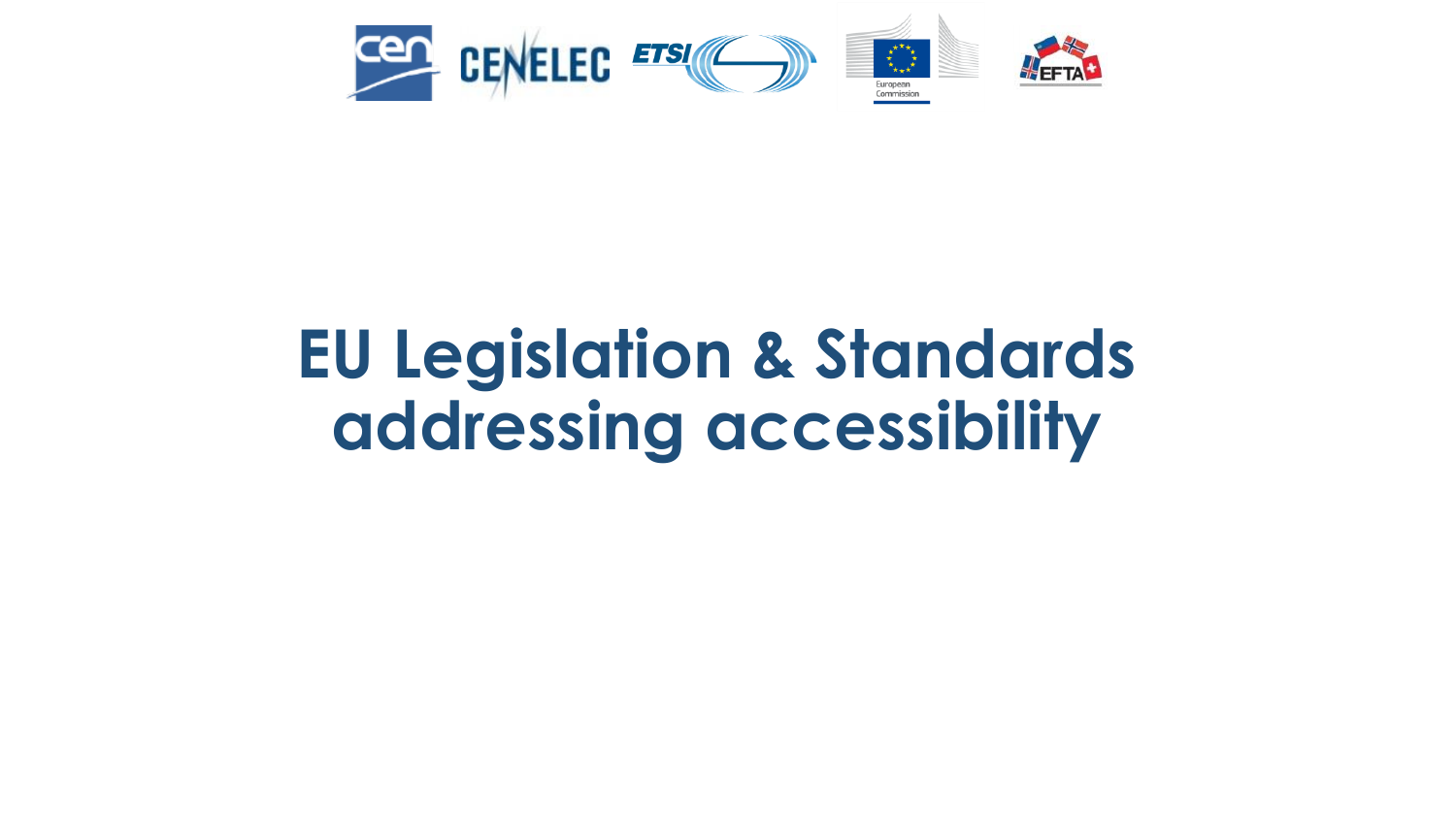# EU Legislation & Standards addressing accessibility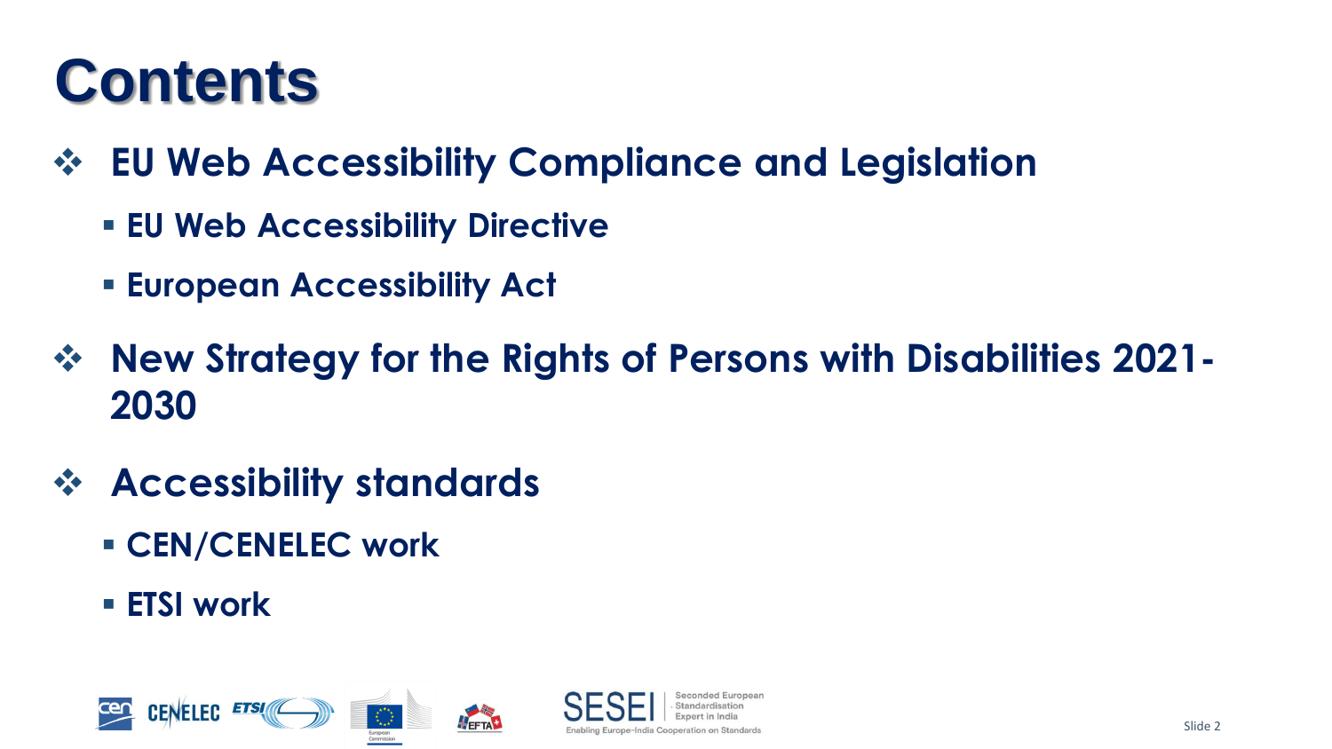# Contents

- **EU Web Accessibility Compliance and Legislation**
  - **EU Web Accessibility Directive**
  - **European Accessibility Act**
- **New Strategy for the Rights of Persons with Disabilities 2021-2030**
- **Accessibility standards**
  - **CEN/CENELEC work**
  - **ETSI work**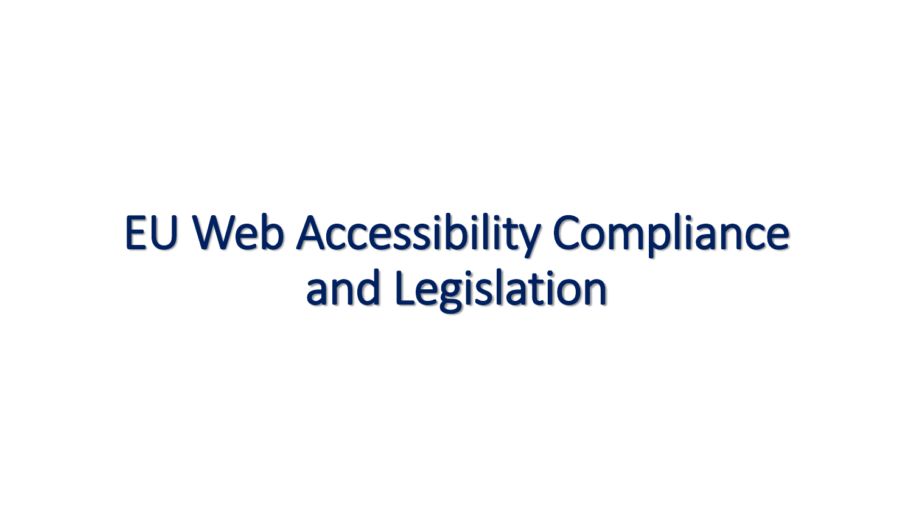# EU Web Accessibility Compliance and Legislation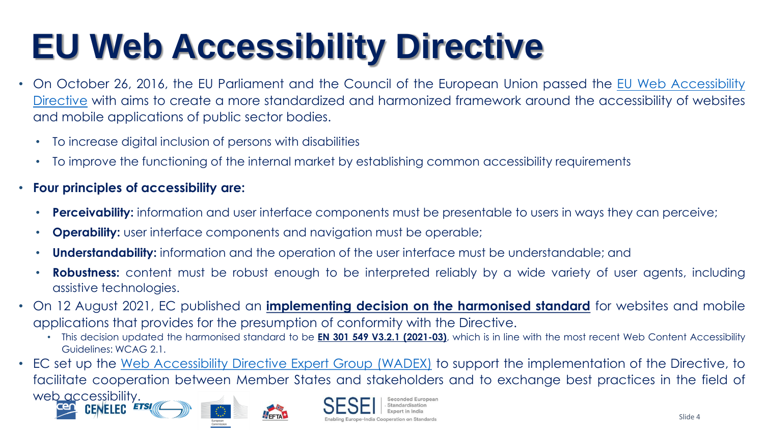# EU Web Accessibility Directive

- On October 26, 2016, the EU Parliament and the Council of the European Union passed the EU Web Accessibility Directive with aims to create a more standardized and harmonized framework around the accessibility of websites and mobile applications of public sector bodies.
  - To increase digital inclusion of persons with disabilities
  - To improve the functioning of the internal market by establishing common accessibility requirements
- **Four principles of accessibility are:**
  - **Perceivability:** information and user interface components must be presentable to users in ways they can perceive;
  - **Operability:** user interface components and navigation must be operable;
  - **Understandability:** information and the operation of the user interface must be understandable; and
  - **Robustness:** content must be robust enough to be interpreted reliably by a wide variety of user agents, including assistive technologies.
- On 12 August 2021, EC published an **implementing decision on the harmonised standard** for websites and mobile applications that provides for the presumption of conformity with the Directive.
  - This decision updated the harmonised standard to be **EN 301 549 V3.2.1 (2021-03)**, which is in line with the most recent Web Content Accessibility Guidelines: WCAG 2.1.
- EC set up the Web Accessibility Directive Expert Group (WADEX) to support the implementation of the Directive, to facilitate cooperation between Member States and stakeholders and to exchange best practices in the field of web accessibility.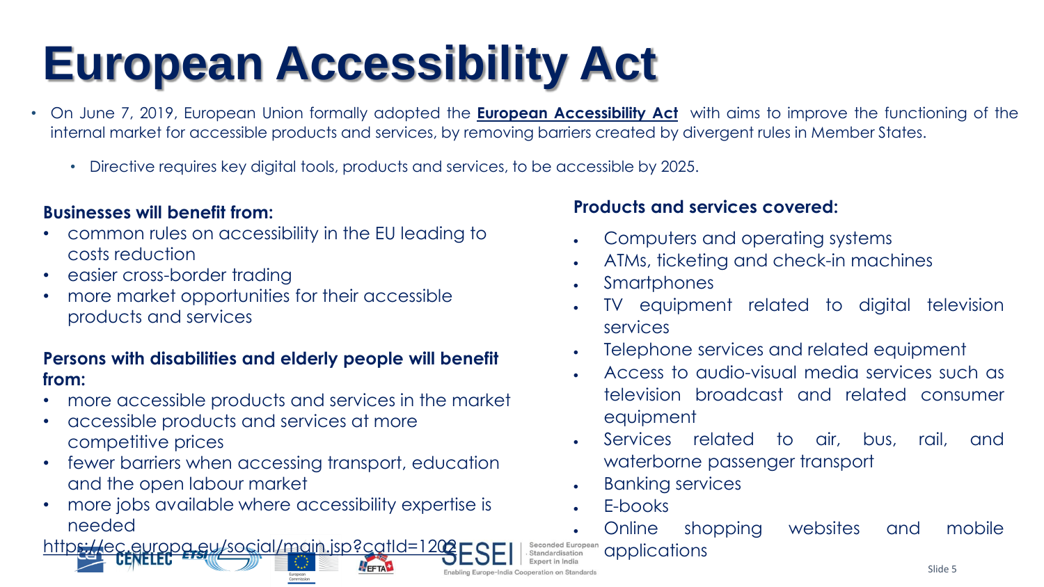# European Accessibility Act

- On June 7, 2019, European Union formally adopted the **European Accessibility Act** with aims to improve the functioning of the internal market for accessible products and services, by removing barriers created by divergent rules in Member States.
  - Directive requires key digital tools, products and services, to be accessible by 2025.

**Businesses will benefit from:**

- common rules on accessibility in the EU leading to costs reduction
- easier cross-border trading
- more market opportunities for their accessible products and services

**Persons with disabilities and elderly people will benefit from:**

- more accessible products and services in the market
- accessible products and services at more competitive prices
- fewer barriers when accessing transport, education and the open labour market
- more jobs available where accessibility expertise is needed

https://ec.europa.eu/social/main.jsp?catId=1202

**Products and services covered:**

- Computers and operating systems
- ATMs, ticketing and check-in machines
- Smartphones
- TV equipment related to digital television services
- Telephone services and related equipment
- Access to audio-visual media services such as television broadcast and related consumer equipment
- Services related to air, bus, rail, and waterborne passenger transport
- Banking services
- E-books
- Online shopping websites and mobile applications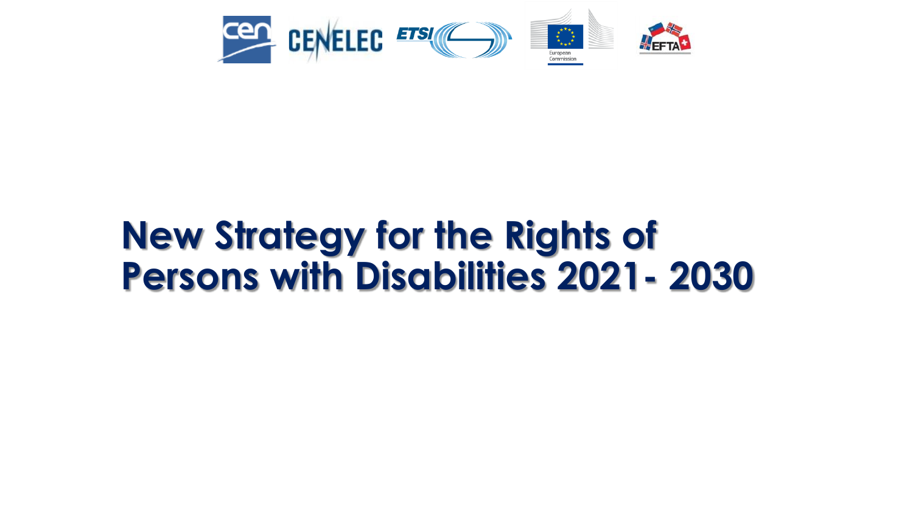# New Strategy for the Rights of Persons with Disabilities 2021- 2030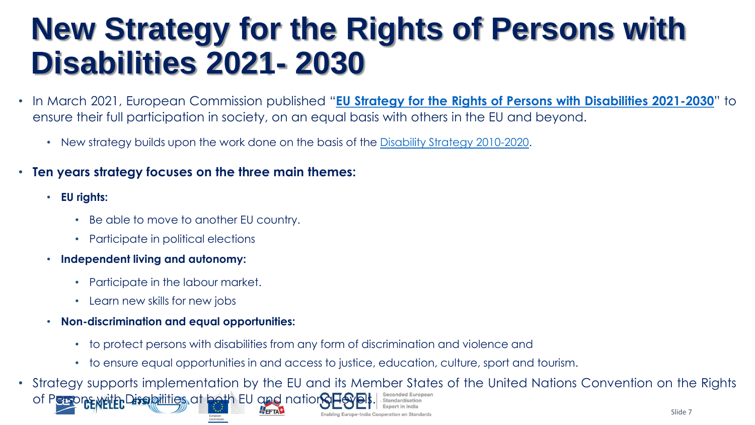# New Strategy for the Rights of Persons with Disabilities 2021- 2030

- In March 2021, European Commission published "**EU Strategy for the Rights of Persons with Disabilities 2021-2030**" to ensure their full participation in society, on an equal basis with others in the EU and beyond.
  - New strategy builds upon the work done on the basis of the Disability Strategy 2010-2020.
- **Ten years strategy focuses on the three main themes:**
  - **EU rights:**
    - Be able to move to another EU country.
    - Participate in political elections
  - **Independent living and autonomy:**
    - Participate in the labour market.
    - Learn new skills for new jobs
  - **Non-discrimination and equal opportunities:**
    - to protect persons with disabilities from any form of discrimination and violence and
    - to ensure equal opportunities in and access to justice, education, culture, sport and tourism.
- Strategy supports implementation by the EU and its Member States of the United Nations Convention on the Rights of Persons with Disabilities at both EU and national levels.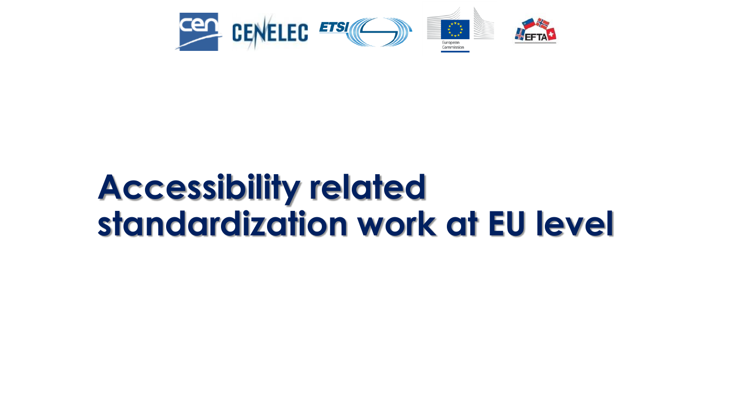# Accessibility related standardization work at EU level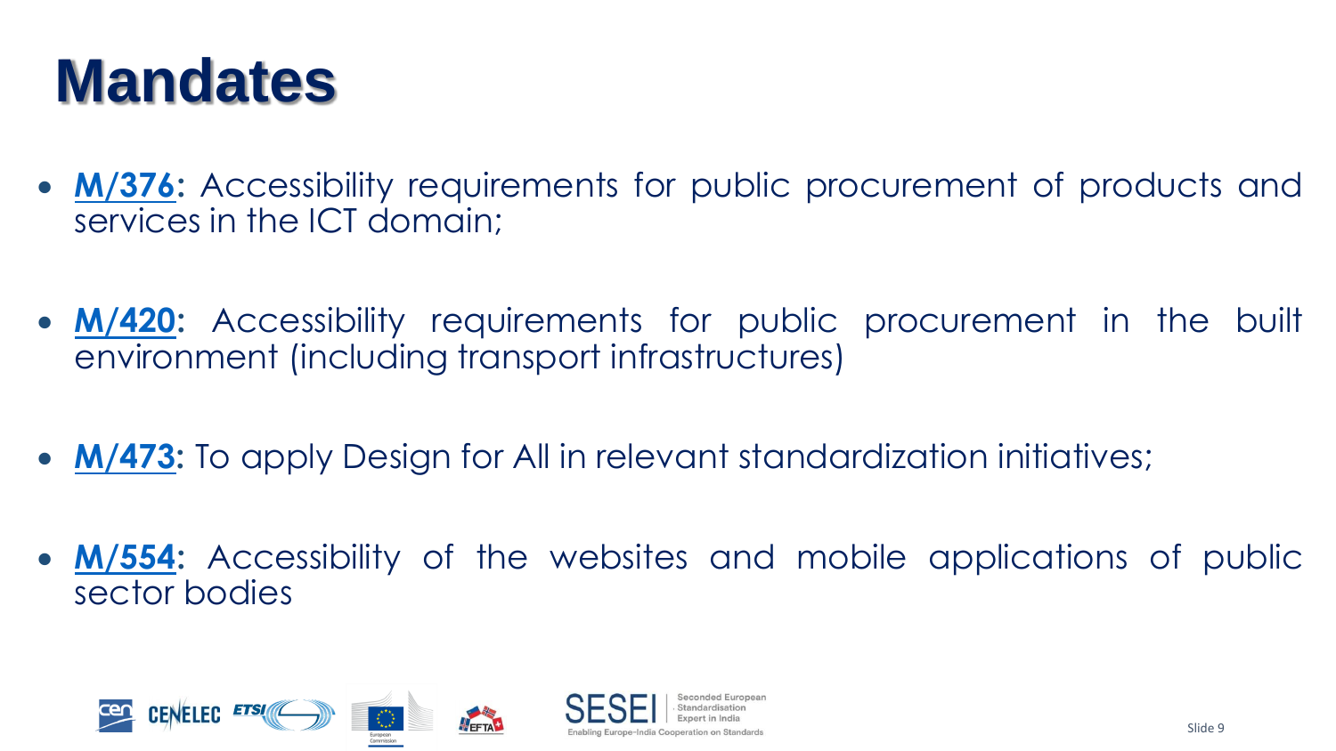# Mandates

- **M/376:** Accessibility requirements for public procurement of products and services in the ICT domain;
- **M/420:** Accessibility requirements for public procurement in the built environment (including transport infrastructures)
- **M/473:** To apply Design for All in relevant standardization initiatives;
- **M/554:** Accessibility of the websites and mobile applications of public sector bodies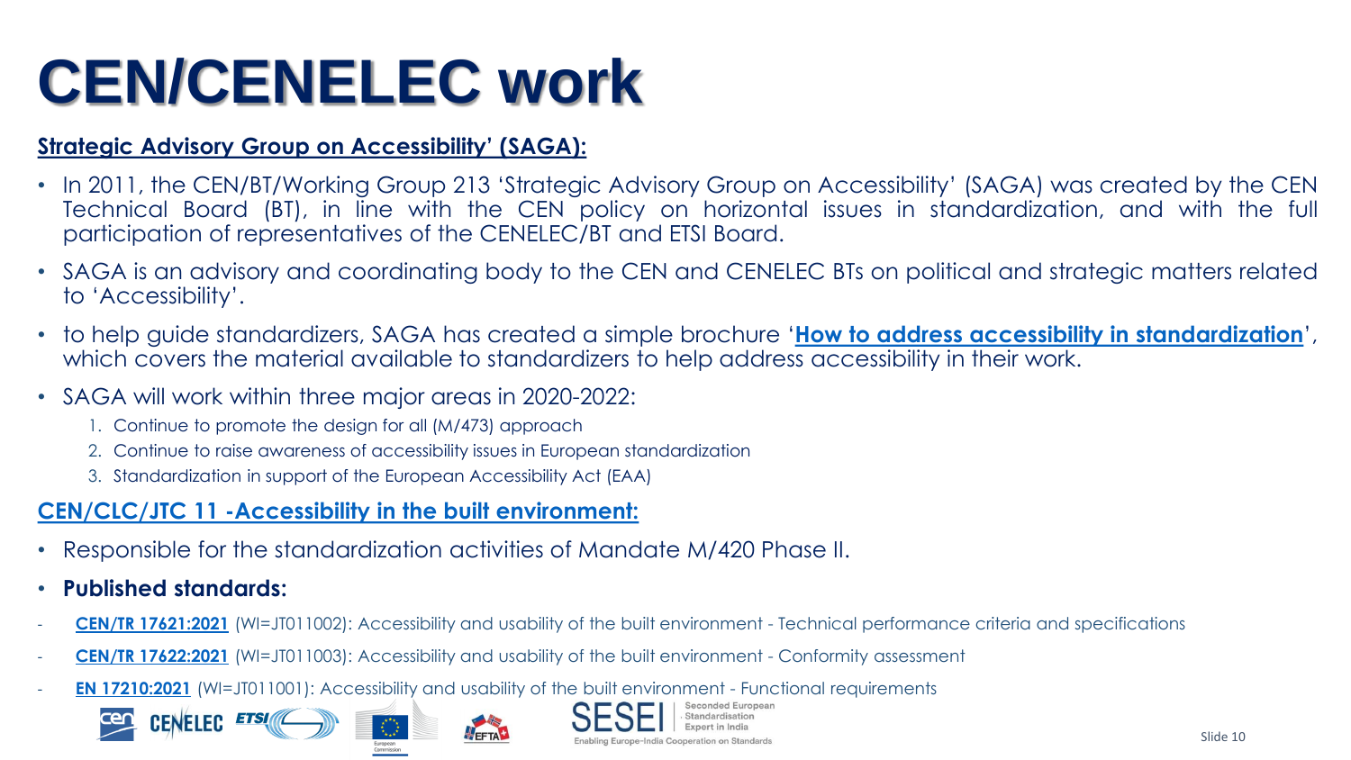# CEN/CENELEC work

**Strategic Advisory Group on Accessibility' (SAGA):**

- In 2011, the CEN/BT/Working Group 213 'Strategic Advisory Group on Accessibility' (SAGA) was created by the CEN Technical Board (BT), in line with the CEN policy on horizontal issues in standardization, and with the full participation of representatives of the CENELEC/BT and ETSI Board.
- SAGA is an advisory and coordinating body to the CEN and CENELEC BTs on political and strategic matters related to 'Accessibility'.
- to help guide standardizers, SAGA has created a simple brochure '**How to address accessibility in standardization**', which covers the material available to standardizers to help address accessibility in their work.
- SAGA will work within three major areas in 2020-2022:
  1. Continue to promote the design for all (M/473) approach
  2. Continue to raise awareness of accessibility issues in European standardization
  3. Standardization in support of the European Accessibility Act (EAA)

**CEN/CLC/JTC 11 -Accessibility in the built environment:**

- Responsible for the standardization activities of Mandate M/420 Phase II.
- **Published standards:**

- **CEN/TR 17621:2021** (WI=JT011002): Accessibility and usability of the built environment - Technical performance criteria and specifications
- **CEN/TR 17622:2021** (WI=JT011003): Accessibility and usability of the built environment - Conformity assessment
- **EN 17210:2021** (WI=JT011001): Accessibility and usability of the built environment - Functional requirements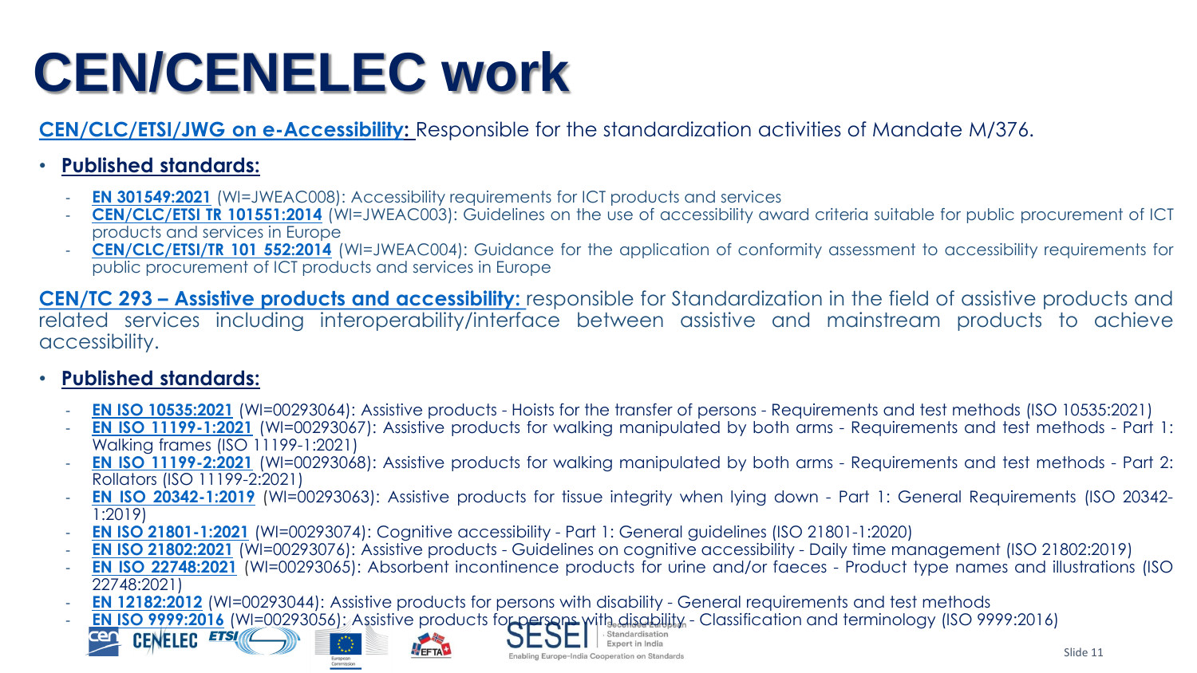# CEN/CENELEC work

**CEN/CLC/ETSI/JWG on e-Accessibility:** Responsible for the standardization activities of Mandate M/376.

- **Published standards:**
  - **EN 301549:2021** (WI=JWEAC008): Accessibility requirements for ICT products and services
  - **CEN/CLC/ETSI TR 101551:2014** (WI=JWEAC003): Guidelines on the use of accessibility award criteria suitable for public procurement of ICT products and services in Europe
  - **CEN/CLC/ETSI/TR 101 552:2014** (WI=JWEAC004): Guidance for the application of conformity assessment to accessibility requirements for public procurement of ICT products and services in Europe

**CEN/TC 293 – Assistive products and accessibility:** responsible for Standardization in the field of assistive products and related services including interoperability/interface between assistive and mainstream products to achieve accessibility.

- **Published standards:**
  - **EN ISO 10535:2021** (WI=00293064): Assistive products - Hoists for the transfer of persons - Requirements and test methods (ISO 10535:2021)
  - **EN ISO 11199-1:2021** (WI=00293067): Assistive products for walking manipulated by both arms - Requirements and test methods - Part 1: Walking frames (ISO 11199-1:2021)
  - **EN ISO 11199-2:2021** (WI=00293068): Assistive products for walking manipulated by both arms - Requirements and test methods - Part 2: Rollators (ISO 11199-2:2021)
  - **EN ISO 20342-1:2019** (WI=00293063): Assistive products for tissue integrity when lying down - Part 1: General Requirements (ISO 20342-1:2019)
  - **EN ISO 21801-1:2021** (WI=00293074): Cognitive accessibility - Part 1: General guidelines (ISO 21801-1:2020)
  - **EN ISO 21802:2021** (WI=00293076): Assistive products - Guidelines on cognitive accessibility - Daily time management (ISO 21802:2019)
  - **EN ISO 22748:2021** (WI=00293065): Absorbent incontinence products for urine and/or faeces - Product type names and illustrations (ISO 22748:2021)
  - **EN 12182:2012** (WI=00293044): Assistive products for persons with disability - General requirements and test methods
  - **EN ISO 9999:2016** (WI=00293056): Assistive products for persons with disability - Classification and terminology (ISO 9999:2016)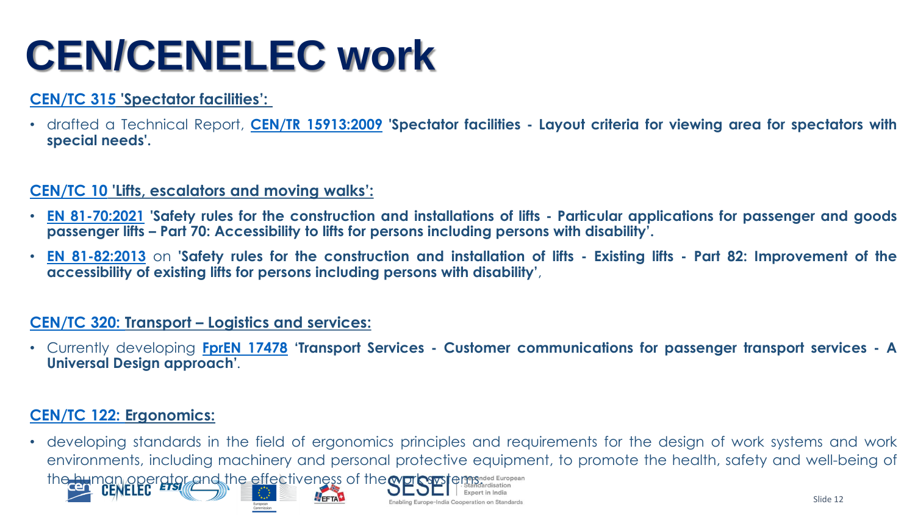# CEN/CENELEC work

**CEN/TC 315 'Spectator facilities':**

- drafted a Technical Report, **CEN/TR 15913:2009 'Spectator facilities - Layout criteria for viewing area for spectators with special needs'.**

**CEN/TC 10 'Lifts, escalators and moving walks':**

- **EN 81-70:2021 'Safety rules for the construction and installations of lifts - Particular applications for passenger and goods passenger lifts – Part 70: Accessibility to lifts for persons including persons with disability'.**
- **EN 81-82:2013** on **'Safety rules for the construction and installation of lifts - Existing lifts - Part 82: Improvement of the accessibility of existing lifts for persons including persons with disability'**,

**CEN/TC 320: Transport – Logistics and services:**

- Currently developing **FprEN 17478 'Transport Services - Customer communications for passenger transport services - A Universal Design approach'**.

**CEN/TC 122: Ergonomics:**

- developing standards in the field of ergonomics principles and requirements for the design of work systems and work environments, including machinery and personal protective equipment, to promote the health, safety and well-being of the human operator and the effectiveness of the work systems.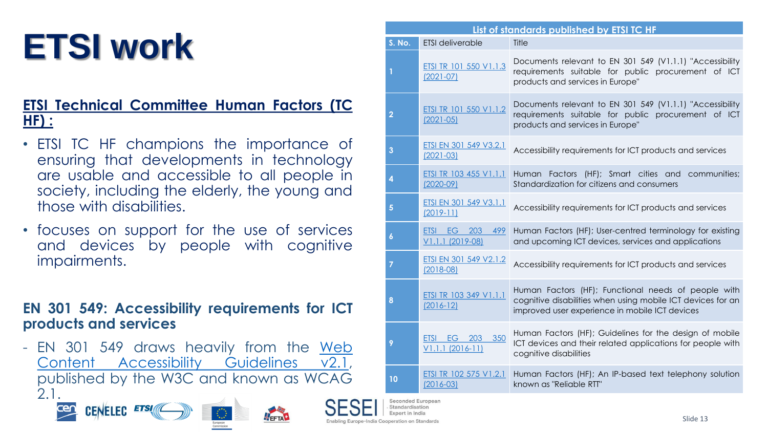# ETSI work

**ETSI Technical Committee Human Factors (TC HF) :**

- ETSI TC HF champions the importance of ensuring that developments in technology are usable and accessible to all people in society, including the elderly, the young and those with disabilities.
- focuses on support for the use of services and devices by people with cognitive impairments.

**EN 301 549: Accessibility requirements for ICT products and services**

- EN 301 549 draws heavily from the Web Content Accessibility Guidelines v2.1, published by the W3C and known as WCAG 2.1.

| List of standards published by ETSI TC HF | | |
|---|---|---|
| S. No. | ETSI deliverable | Title |
| 1 | ETSI TR 101 550 V1.1.3 (2021-07) | Documents relevant to EN 301 549 (V1.1.1) "Accessibility requirements suitable for public procurement of ICT products and services in Europe" |
| 2 | ETSI TR 101 550 V1.1.2 (2021-05) | Documents relevant to EN 301 549 (V1.1.1) "Accessibility requirements suitable for public procurement of ICT products and services in Europe" |
| 3 | ETSI EN 301 549 V3.2.1 (2021-03) | Accessibility requirements for ICT products and services |
| 4 | ETSI TR 103 455 V1.1.1 (2020-09) | Human Factors (HF); Smart cities and communities; Standardization for citizens and consumers |
| 5 | ETSI EN 301 549 V3.1.1 (2019-11) | Accessibility requirements for ICT products and services |
| 6 | ETSI EG 203 499 V1.1.1 (2019-08) | Human Factors (HF); User-centred terminology for existing and upcoming ICT devices, services and applications |
| 7 | ETSI EN 301 549 V2.1.2 (2018-08) | Accessibility requirements for ICT products and services |
| 8 | ETSI TR 103 349 V1.1.1 (2016-12) | Human Factors (HF); Functional needs of people with cognitive disabilities when using mobile ICT devices for an improved user experience in mobile ICT devices |
| 9 | ETSI EG 203 350 V1.1.1 (2016-11) | Human Factors (HF); Guidelines for the design of mobile ICT devices and their related applications for people with cognitive disabilities |
| 10 | ETSI TR 102 575 V1.2.1 (2016-03) | Human Factors (HF); An IP-based text telephony solution known as "Reliable RTT" |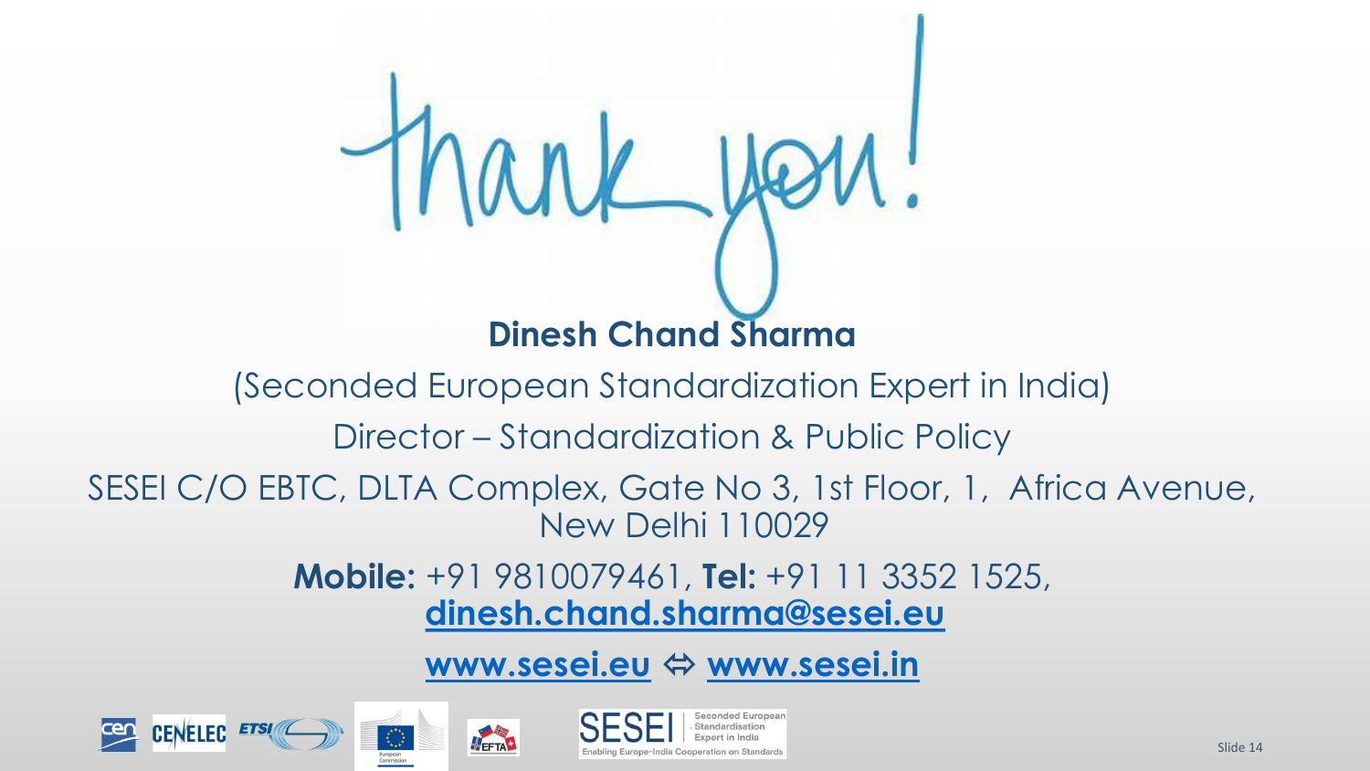thank you!

**Dinesh Chand Sharma**

(Seconded European Standardization Expert in India)

Director – Standardization & Public Policy

SESEI C/O EBTC, DLTA Complex, Gate No 3, 1st Floor, 1, Africa Avenue, New Delhi 110029

**Mobile:** +91 9810079461, **Tel:** +91 11 3352 1525, **dinesh.chand.sharma@sesei.eu**

**www.sesei.eu** ⇔ **www.sesei.in**

SESEI Seconded European Standardisation Expert in India

Enabling Europe-India Cooperation on Standards